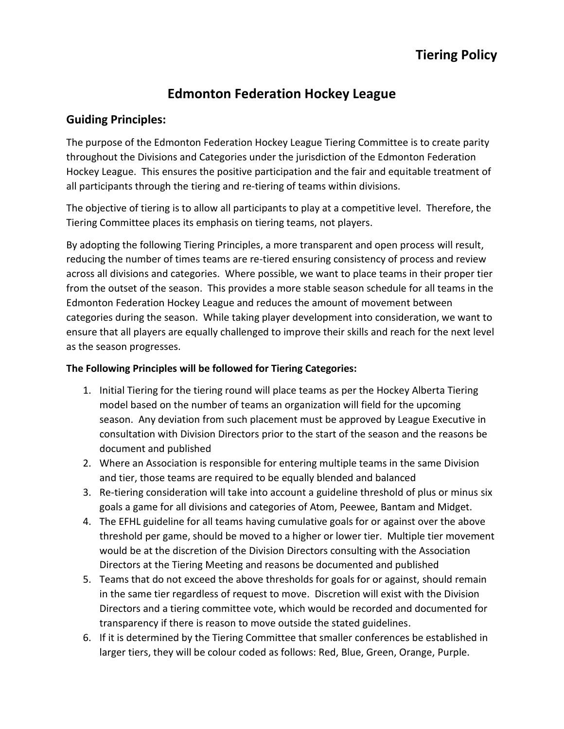# Tiering Policy

## Edmonton Federation Hockey League

### Guiding Principles:

The purpose of the Edmonton Federation Hockey League Tiering Committee is to create parity throughout the Divisions and Categories under the jurisdiction of the Edmonton Federation Hockey League. This ensures the positive participation and the fair and equitable treatment of all participants through the tiering and re-tiering of teams within divisions.

The objective of tiering is to allow all participants to play at a competitive level. Therefore, the Tiering Committee places its emphasis on tiering teams, not players.

By adopting the following Tiering Principles, a more transparent and open process will result, reducing the number of times teams are re-tiered ensuring consistency of process and review across all divisions and categories. Where possible, we want to place teams in their proper tier from the outset of the season. This provides a more stable season schedule for all teams in the Edmonton Federation Hockey League and reduces the amount of movement between categories during the season. While taking player development into consideration, we want to ensure that all players are equally challenged to improve their skills and reach for the next level as the season progresses.

**The Following Principles will be followed for Tiering Categories:**

1. Initial Tiering for the tiering round will place teams as per the Hockey Alberta Tiering model based on the number of teams an organization will field for the upcoming season. Any deviation from such placement must be approved by League Executive in consultation with Division Directors prior to the start of the season and the reasons be document and published
2. Where an Association is responsible for entering multiple teams in the same Division and tier, those teams are required to be equally blended and balanced
3. Re-tiering consideration will take into account a guideline threshold of plus or minus six goals a game for all divisions and categories of Atom, Peewee, Bantam and Midget.
4. The EFHL guideline for all teams having cumulative goals for or against over the above threshold per game, should be moved to a higher or lower tier. Multiple tier movement would be at the discretion of the Division Directors consulting with the Association Directors at the Tiering Meeting and reasons be documented and published
5. Teams that do not exceed the above thresholds for goals for or against, should remain in the same tier regardless of request to move. Discretion will exist with the Division Directors and a tiering committee vote, which would be recorded and documented for transparency if there is reason to move outside the stated guidelines.
6. If it is determined by the Tiering Committee that smaller conferences be established in larger tiers, they will be colour coded as follows: Red, Blue, Green, Orange, Purple.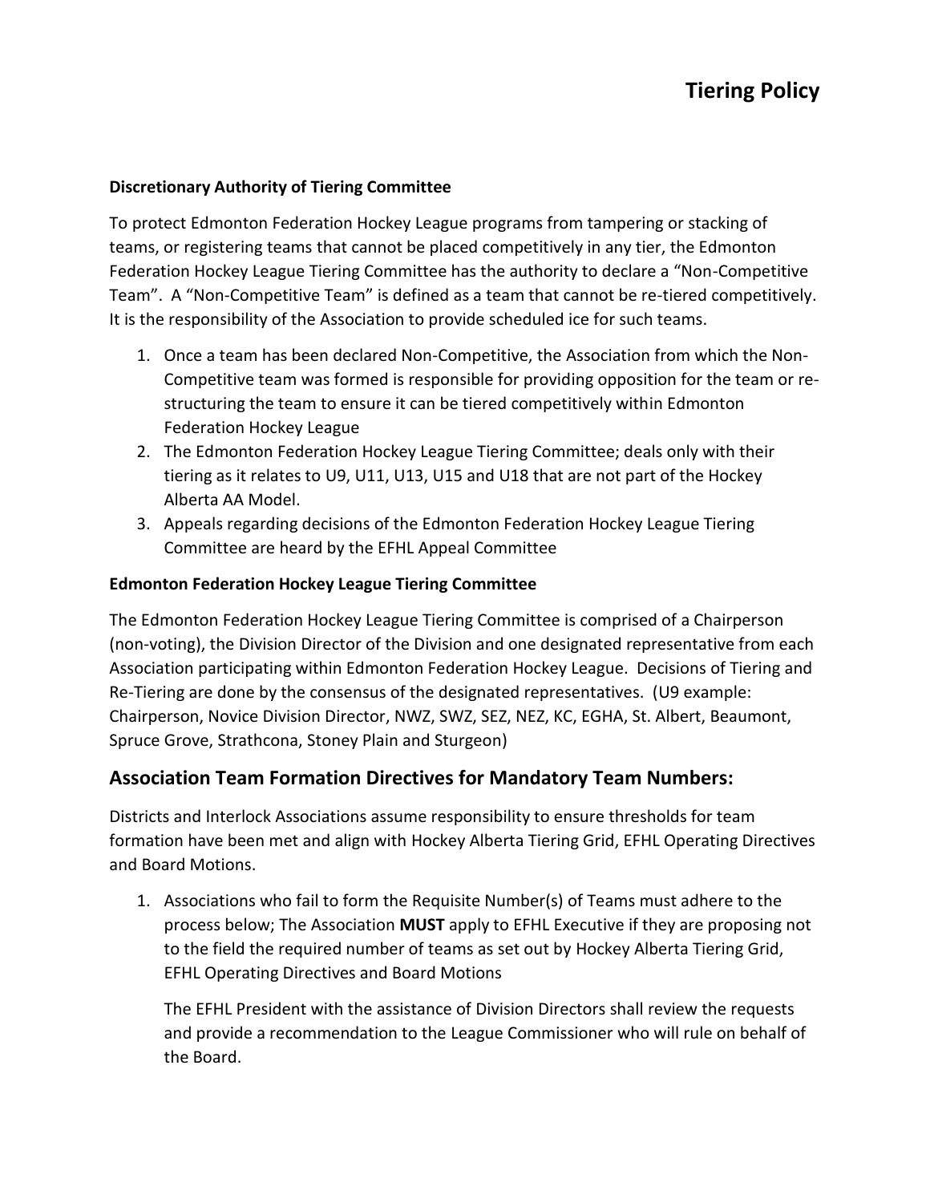# Tiering Policy

**Discretionary Authority of Tiering Committee**

To protect Edmonton Federation Hockey League programs from tampering or stacking of teams, or registering teams that cannot be placed competitively in any tier, the Edmonton Federation Hockey League Tiering Committee has the authority to declare a "Non-Competitive Team". A "Non-Competitive Team" is defined as a team that cannot be re-tiered competitively. It is the responsibility of the Association to provide scheduled ice for such teams.

1. Once a team has been declared Non-Competitive, the Association from which the Non-Competitive team was formed is responsible for providing opposition for the team or re-structuring the team to ensure it can be tiered competitively within Edmonton Federation Hockey League
2. The Edmonton Federation Hockey League Tiering Committee; deals only with their tiering as it relates to U9, U11, U13, U15 and U18 that are not part of the Hockey Alberta AA Model.
3. Appeals regarding decisions of the Edmonton Federation Hockey League Tiering Committee are heard by the EFHL Appeal Committee

**Edmonton Federation Hockey League Tiering Committee**

The Edmonton Federation Hockey League Tiering Committee is comprised of a Chairperson (non-voting), the Division Director of the Division and one designated representative from each Association participating within Edmonton Federation Hockey League. Decisions of Tiering and Re-Tiering are done by the consensus of the designated representatives. (U9 example: Chairperson, Novice Division Director, NWZ, SWZ, SEZ, NEZ, KC, EGHA, St. Albert, Beaumont, Spruce Grove, Strathcona, Stoney Plain and Sturgeon)

## Association Team Formation Directives for Mandatory Team Numbers:

Districts and Interlock Associations assume responsibility to ensure thresholds for team formation have been met and align with Hockey Alberta Tiering Grid, EFHL Operating Directives and Board Motions.

1. Associations who fail to form the Requisite Number(s) of Teams must adhere to the process below; The Association **MUST** apply to EFHL Executive if they are proposing not to the field the required number of teams as set out by Hockey Alberta Tiering Grid, EFHL Operating Directives and Board Motions

   The EFHL President with the assistance of Division Directors shall review the requests and provide a recommendation to the League Commissioner who will rule on behalf of the Board.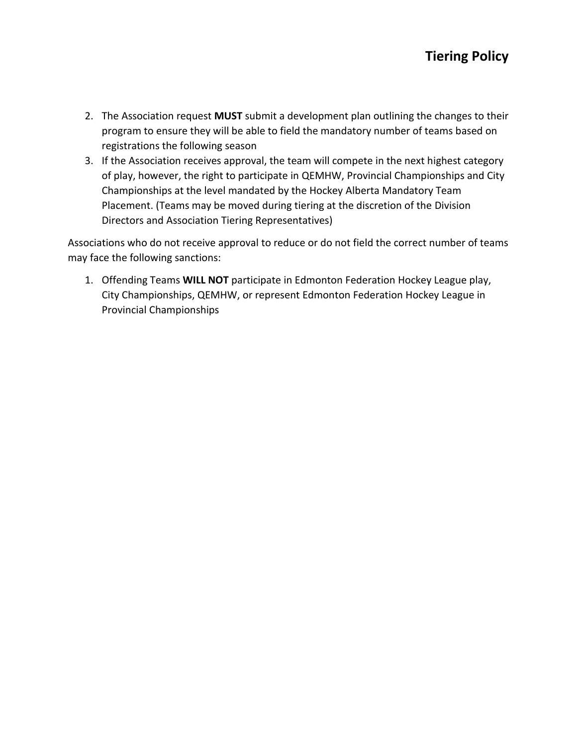2. The Association request **MUST** submit a development plan outlining the changes to their program to ensure they will be able to field the mandatory number of teams based on registrations the following season
3. If the Association receives approval, the team will compete in the next highest category of play, however, the right to participate in QEMHW, Provincial Championships and City Championships at the level mandated by the Hockey Alberta Mandatory Team Placement. (Teams may be moved during tiering at the discretion of the Division Directors and Association Tiering Representatives)

Associations who do not receive approval to reduce or do not field the correct number of teams may face the following sanctions:

1. Offending Teams **WILL NOT** participate in Edmonton Federation Hockey League play, City Championships, QEMHW, or represent Edmonton Federation Hockey League in Provincial Championships